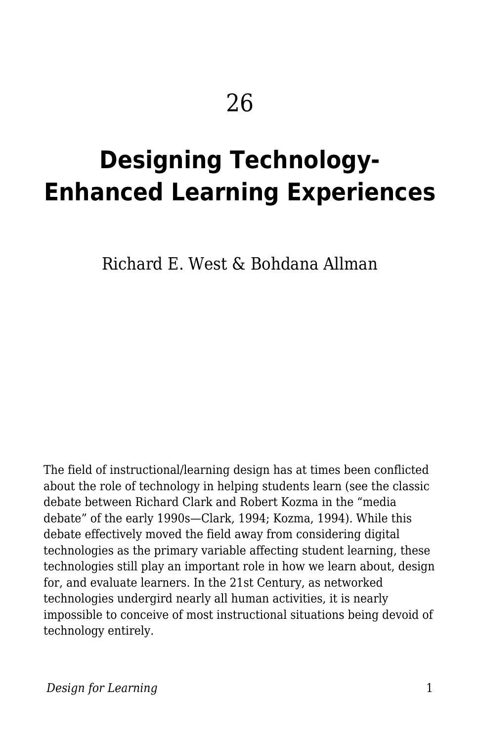# 26

# Designing Technology-Enhanced Learning Experiences

Richard E. West & Bohdana Allman

The field of instructional/learning design has at times been conflicted about the role of technology in helping students learn (see the classic debate between Richard Clark and Robert Kozma in the "media debate" of the early 1990s—Clark, 1994; Kozma, 1994). While this debate effectively moved the field away from considering digital technologies as the primary variable affecting student learning, these technologies still play an important role in how we learn about, design for, and evaluate learners. In the 21st Century, as networked technologies undergird nearly all human activities, it is nearly impossible to conceive of most instructional situations being devoid of technology entirely.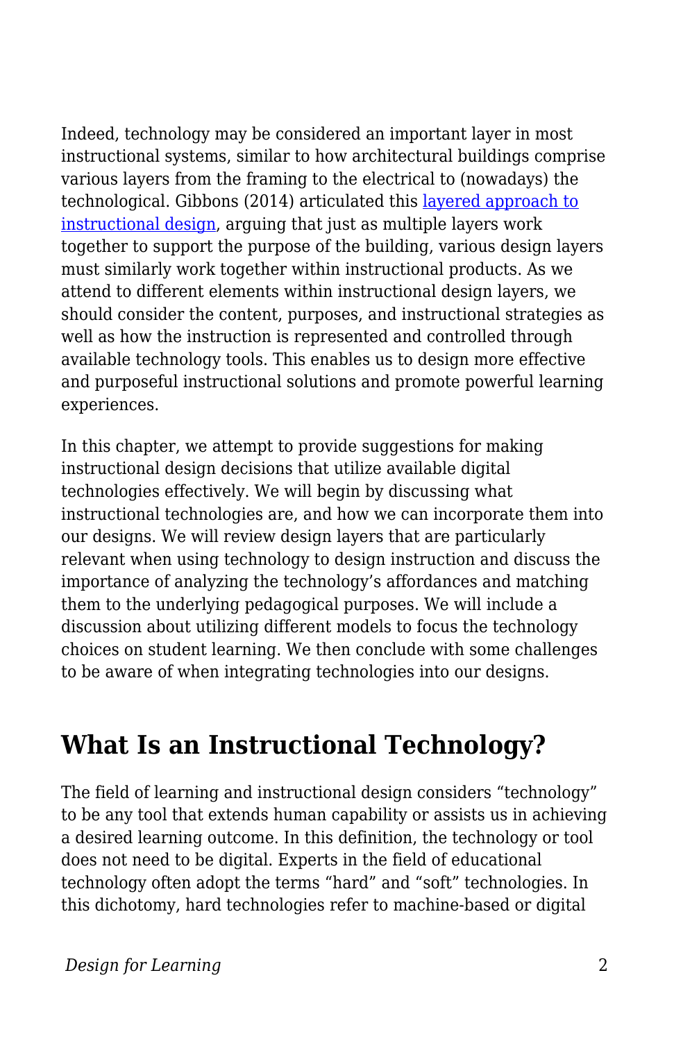Indeed, technology may be considered an important layer in most instructional systems, similar to how architectural buildings comprise various layers from the framing to the electrical to (nowadays) the technological. Gibbons (2014) articulated this layered approach to instructional design, arguing that just as multiple layers work together to support the purpose of the building, various design layers must similarly work together within instructional products. As we attend to different elements within instructional design layers, we should consider the content, purposes, and instructional strategies as well as how the instruction is represented and controlled through available technology tools. This enables us to design more effective and purposeful instructional solutions and promote powerful learning experiences.

In this chapter, we attempt to provide suggestions for making instructional design decisions that utilize available digital technologies effectively. We will begin by discussing what instructional technologies are, and how we can incorporate them into our designs. We will review design layers that are particularly relevant when using technology to design instruction and discuss the importance of analyzing the technology's affordances and matching them to the underlying pedagogical purposes. We will include a discussion about utilizing different models to focus the technology choices on student learning. We then conclude with some challenges to be aware of when integrating technologies into our designs.

## What Is an Instructional Technology?

The field of learning and instructional design considers "technology" to be any tool that extends human capability or assists us in achieving a desired learning outcome. In this definition, the technology or tool does not need to be digital. Experts in the field of educational technology often adopt the terms "hard" and "soft" technologies. In this dichotomy, hard technologies refer to machine-based or digital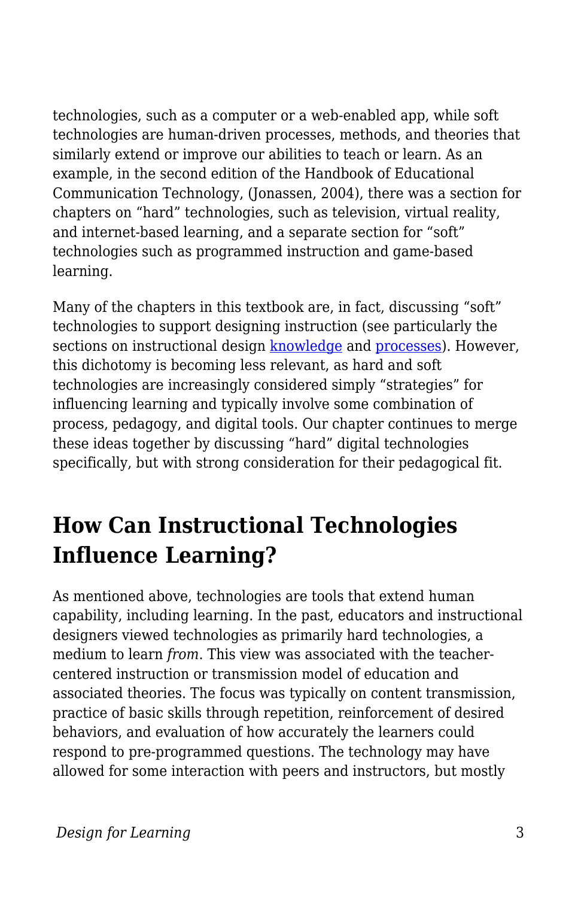technologies, such as a computer or a web-enabled app, while soft technologies are human-driven processes, methods, and theories that similarly extend or improve our abilities to teach or learn. As an example, in the second edition of the Handbook of Educational Communication Technology, (Jonassen, 2004), there was a section for chapters on “hard” technologies, such as television, virtual reality, and internet-based learning, and a separate section for “soft” technologies such as programmed instruction and game-based learning.

Many of the chapters in this textbook are, in fact, discussing “soft” technologies to support designing instruction (see particularly the sections on instructional design knowledge and processes). However, this dichotomy is becoming less relevant, as hard and soft technologies are increasingly considered simply “strategies” for influencing learning and typically involve some combination of process, pedagogy, and digital tools. Our chapter continues to merge these ideas together by discussing “hard” digital technologies specifically, but with strong consideration for their pedagogical fit.

## How Can Instructional Technologies Influence Learning?

As mentioned above, technologies are tools that extend human capability, including learning. In the past, educators and instructional designers viewed technologies as primarily hard technologies, a medium to learn *from*. This view was associated with the teacher-centered instruction or transmission model of education and associated theories. The focus was typically on content transmission, practice of basic skills through repetition, reinforcement of desired behaviors, and evaluation of how accurately the learners could respond to pre-programmed questions. The technology may have allowed for some interaction with peers and instructors, but mostly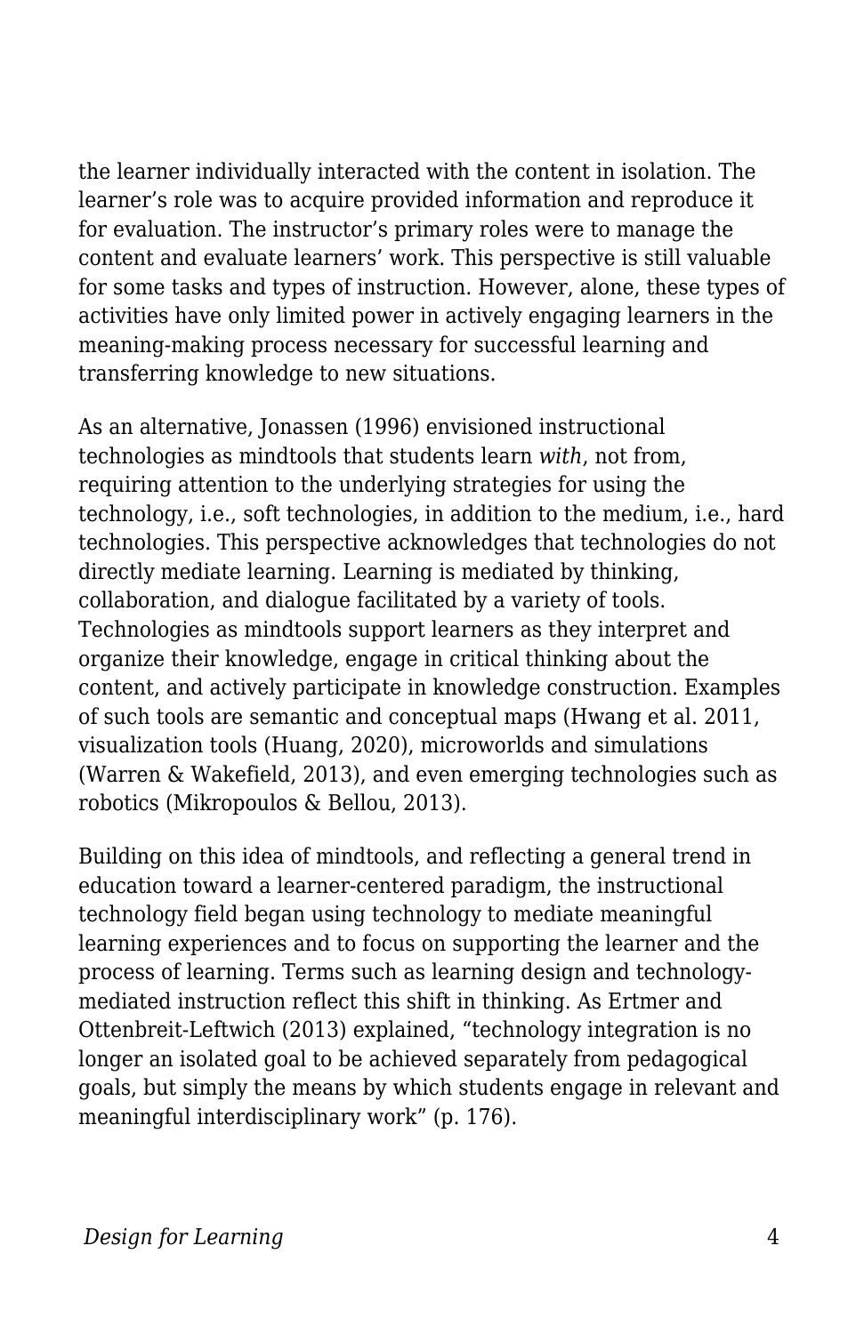the learner individually interacted with the content in isolation. The learner's role was to acquire provided information and reproduce it for evaluation. The instructor's primary roles were to manage the content and evaluate learners' work. This perspective is still valuable for some tasks and types of instruction. However, alone, these types of activities have only limited power in actively engaging learners in the meaning-making process necessary for successful learning and transferring knowledge to new situations.

As an alternative, Jonassen (1996) envisioned instructional technologies as mindtools that students learn *with*, not from, requiring attention to the underlying strategies for using the technology, i.e., soft technologies, in addition to the medium, i.e., hard technologies. This perspective acknowledges that technologies do not directly mediate learning. Learning is mediated by thinking, collaboration, and dialogue facilitated by a variety of tools. Technologies as mindtools support learners as they interpret and organize their knowledge, engage in critical thinking about the content, and actively participate in knowledge construction. Examples of such tools are semantic and conceptual maps (Hwang et al. 2011, visualization tools (Huang, 2020), microworlds and simulations (Warren & Wakefield, 2013), and even emerging technologies such as robotics (Mikropoulos & Bellou, 2013).

Building on this idea of mindtools, and reflecting a general trend in education toward a learner-centered paradigm, the instructional technology field began using technology to mediate meaningful learning experiences and to focus on supporting the learner and the process of learning. Terms such as learning design and technology-mediated instruction reflect this shift in thinking. As Ertmer and Ottenbreit-Leftwich (2013) explained, "technology integration is no longer an isolated goal to be achieved separately from pedagogical goals, but simply the means by which students engage in relevant and meaningful interdisciplinary work" (p. 176).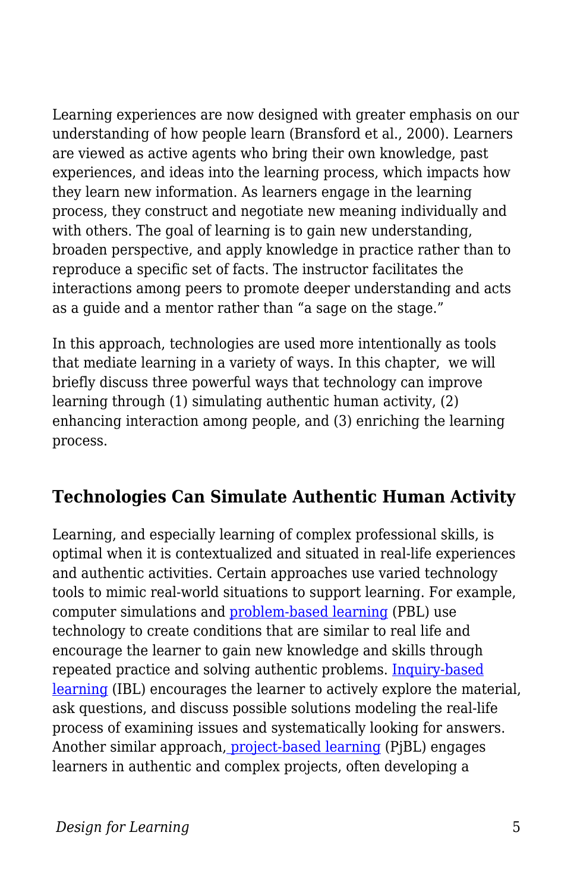Learning experiences are now designed with greater emphasis on our understanding of how people learn (Bransford et al., 2000). Learners are viewed as active agents who bring their own knowledge, past experiences, and ideas into the learning process, which impacts how they learn new information. As learners engage in the learning process, they construct and negotiate new meaning individually and with others. The goal of learning is to gain new understanding, broaden perspective, and apply knowledge in practice rather than to reproduce a specific set of facts. The instructor facilitates the interactions among peers to promote deeper understanding and acts as a guide and a mentor rather than "a sage on the stage."

In this approach, technologies are used more intentionally as tools that mediate learning in a variety of ways. In this chapter, we will briefly discuss three powerful ways that technology can improve learning through (1) simulating authentic human activity, (2) enhancing interaction among people, and (3) enriching the learning process.

## Technologies Can Simulate Authentic Human Activity

Learning, and especially learning of complex professional skills, is optimal when it is contextualized and situated in real-life experiences and authentic activities. Certain approaches use varied technology tools to mimic real-world situations to support learning. For example, computer simulations and problem-based learning (PBL) use technology to create conditions that are similar to real life and encourage the learner to gain new knowledge and skills through repeated practice and solving authentic problems. Inquiry-based learning (IBL) encourages the learner to actively explore the material, ask questions, and discuss possible solutions modeling the real-life process of examining issues and systematically looking for answers. Another similar approach, project-based learning (PjBL) engages learners in authentic and complex projects, often developing a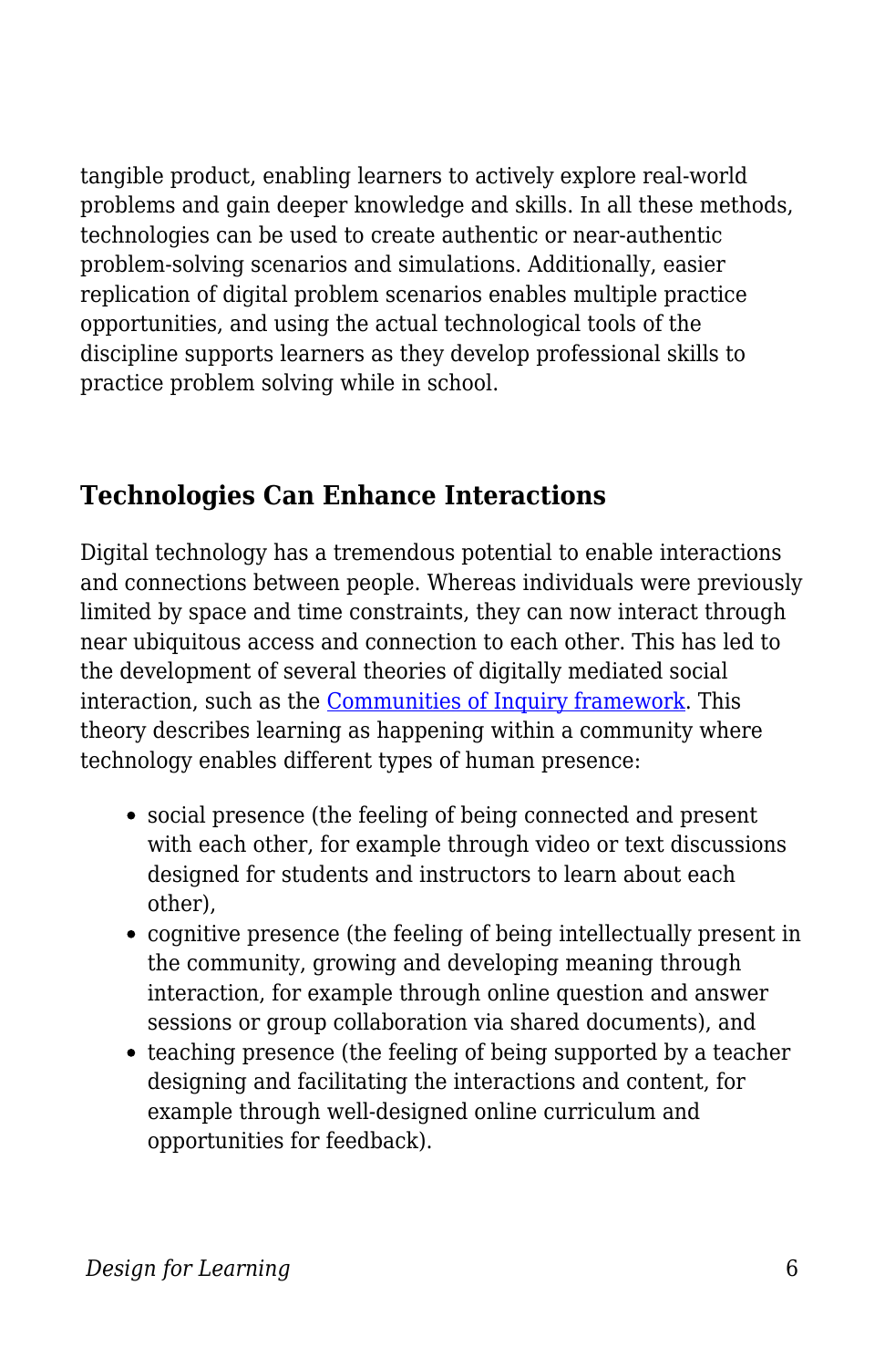tangible product, enabling learners to actively explore real-world problems and gain deeper knowledge and skills. In all these methods, technologies can be used to create authentic or near-authentic problem-solving scenarios and simulations. Additionally, easier replication of digital problem scenarios enables multiple practice opportunities, and using the actual technological tools of the discipline supports learners as they develop professional skills to practice problem solving while in school.

## Technologies Can Enhance Interactions

Digital technology has a tremendous potential to enable interactions and connections between people. Whereas individuals were previously limited by space and time constraints, they can now interact through near ubiquitous access and connection to each other. This has led to the development of several theories of digitally mediated social interaction, such as the Communities of Inquiry framework. This theory describes learning as happening within a community where technology enables different types of human presence:

- social presence (the feeling of being connected and present with each other, for example through video or text discussions designed for students and instructors to learn about each other),
- cognitive presence (the feeling of being intellectually present in the community, growing and developing meaning through interaction, for example through online question and answer sessions or group collaboration via shared documents), and
- teaching presence (the feeling of being supported by a teacher designing and facilitating the interactions and content, for example through well-designed online curriculum and opportunities for feedback).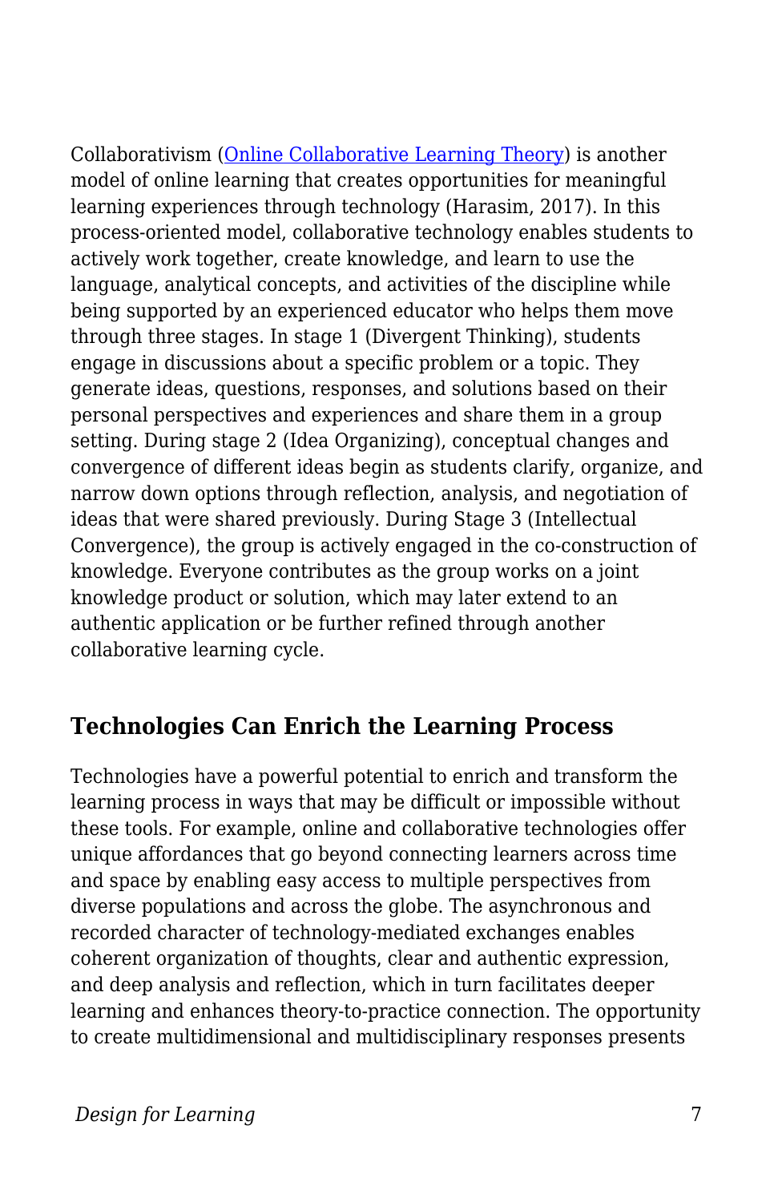Collaborativism ([Online Collaborative Learning Theory](#)) is another model of online learning that creates opportunities for meaningful learning experiences through technology (Harasim, 2017). In this process-oriented model, collaborative technology enables students to actively work together, create knowledge, and learn to use the language, analytical concepts, and activities of the discipline while being supported by an experienced educator who helps them move through three stages. In stage 1 (Divergent Thinking), students engage in discussions about a specific problem or a topic. They generate ideas, questions, responses, and solutions based on their personal perspectives and experiences and share them in a group setting. During stage 2 (Idea Organizing), conceptual changes and convergence of different ideas begin as students clarify, organize, and narrow down options through reflection, analysis, and negotiation of ideas that were shared previously. During Stage 3 (Intellectual Convergence), the group is actively engaged in the co-construction of knowledge. Everyone contributes as the group works on a joint knowledge product or solution, which may later extend to an authentic application or be further refined through another collaborative learning cycle.

## Technologies Can Enrich the Learning Process

Technologies have a powerful potential to enrich and transform the learning process in ways that may be difficult or impossible without these tools. For example, online and collaborative technologies offer unique affordances that go beyond connecting learners across time and space by enabling easy access to multiple perspectives from diverse populations and across the globe. The asynchronous and recorded character of technology-mediated exchanges enables coherent organization of thoughts, clear and authentic expression, and deep analysis and reflection, which in turn facilitates deeper learning and enhances theory-to-practice connection. The opportunity to create multidimensional and multidisciplinary responses presents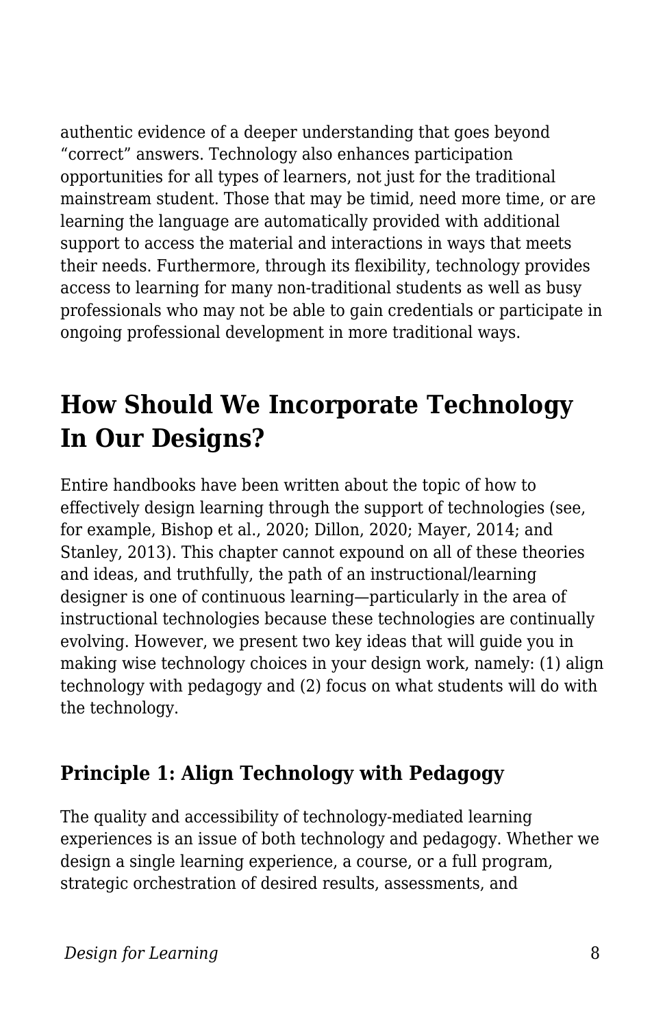authentic evidence of a deeper understanding that goes beyond "correct" answers. Technology also enhances participation opportunities for all types of learners, not just for the traditional mainstream student. Those that may be timid, need more time, or are learning the language are automatically provided with additional support to access the material and interactions in ways that meets their needs. Furthermore, through its flexibility, technology provides access to learning for many non-traditional students as well as busy professionals who may not be able to gain credentials or participate in ongoing professional development in more traditional ways.

## How Should We Incorporate Technology In Our Designs?

Entire handbooks have been written about the topic of how to effectively design learning through the support of technologies (see, for example, Bishop et al., 2020; Dillon, 2020; Mayer, 2014; and Stanley, 2013). This chapter cannot expound on all of these theories and ideas, and truthfully, the path of an instructional/learning designer is one of continuous learning—particularly in the area of instructional technologies because these technologies are continually evolving. However, we present two key ideas that will guide you in making wise technology choices in your design work, namely: (1) align technology with pedagogy and (2) focus on what students will do with the technology.

### Principle 1: Align Technology with Pedagogy

The quality and accessibility of technology-mediated learning experiences is an issue of both technology and pedagogy. Whether we design a single learning experience, a course, or a full program, strategic orchestration of desired results, assessments, and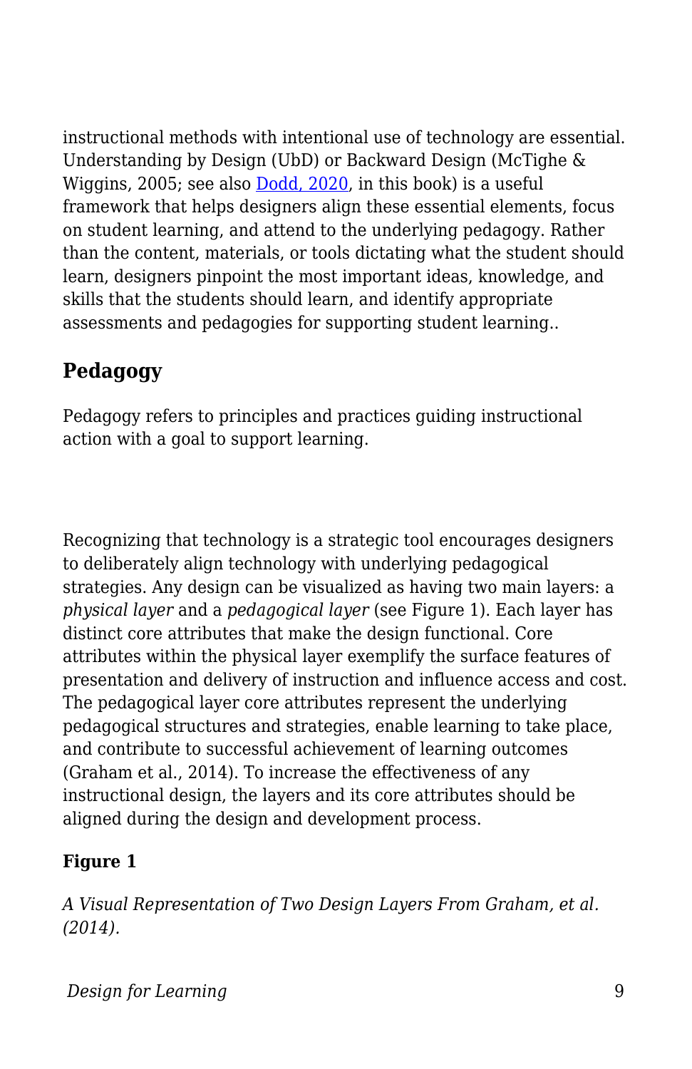instructional methods with intentional use of technology are essential. Understanding by Design (UbD) or Backward Design (McTighe & Wiggins, 2005; see also [Dodd, 2020](), in this book) is a useful framework that helps designers align these essential elements, focus on student learning, and attend to the underlying pedagogy. Rather than the content, materials, or tools dictating what the student should learn, designers pinpoint the most important ideas, knowledge, and skills that the students should learn, and identify appropriate assessments and pedagogies for supporting student learning..

### Pedagogy

Pedagogy refers to principles and practices guiding instructional action with a goal to support learning.

Recognizing that technology is a strategic tool encourages designers to deliberately align technology with underlying pedagogical strategies. Any design can be visualized as having two main layers: a *physical layer* and a *pedagogical layer* (see Figure 1). Each layer has distinct core attributes that make the design functional. Core attributes within the physical layer exemplify the surface features of presentation and delivery of instruction and influence access and cost. The pedagogical layer core attributes represent the underlying pedagogical structures and strategies, enable learning to take place, and contribute to successful achievement of learning outcomes (Graham et al., 2014). To increase the effectiveness of any instructional design, the layers and its core attributes should be aligned during the design and development process.

**Figure 1**

*A Visual Representation of Two Design Layers From Graham, et al. (2014).*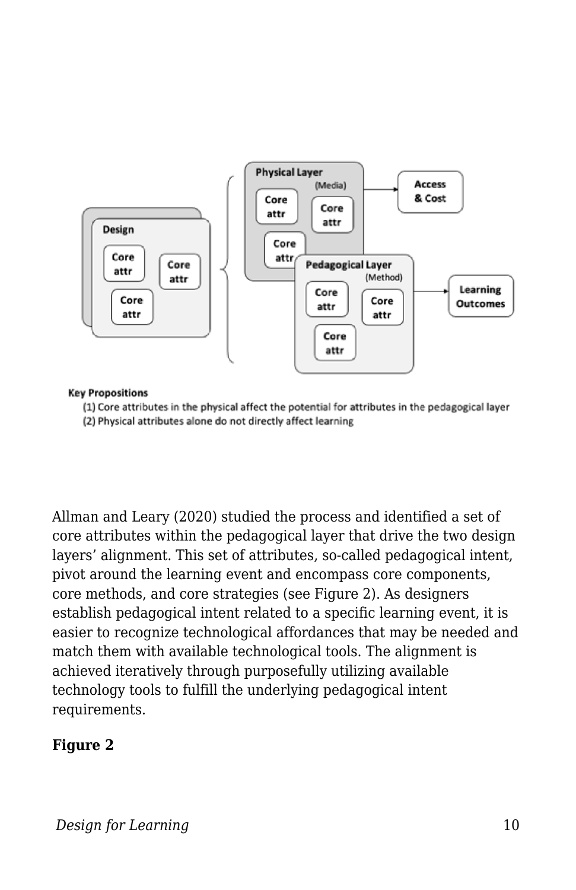Key Propositions

(1) Core attributes in the physical affect the potential for attributes in the pedagogical layer

(2) Physical attributes alone do not directly affect learning

Allman and Leary (2020) studied the process and identified a set of core attributes within the pedagogical layer that drive the two design layers' alignment. This set of attributes, so-called pedagogical intent, pivot around the learning event and encompass core components, core methods, and core strategies (see Figure 2). As designers establish pedagogical intent related to a specific learning event, it is easier to recognize technological affordances that may be needed and match them with available technological tools. The alignment is achieved iteratively through purposefully utilizing available technology tools to fulfill the underlying pedagogical intent requirements.

**Figure 2**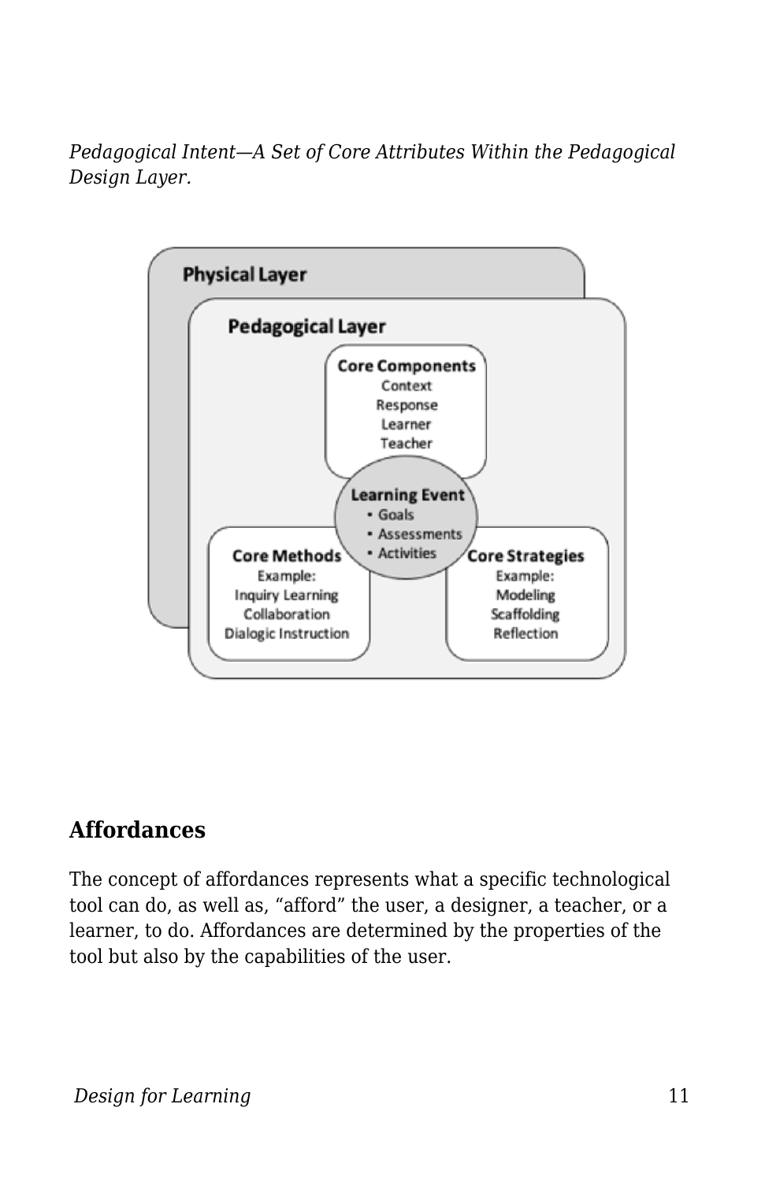*Pedagogical Intent—A Set of Core Attributes Within the Pedagogical Design Layer.*

## Affordances

The concept of affordances represents what a specific technological tool can do, as well as, "afford" the user, a designer, a teacher, or a learner, to do. Affordances are determined by the properties of the tool but also by the capabilities of the user.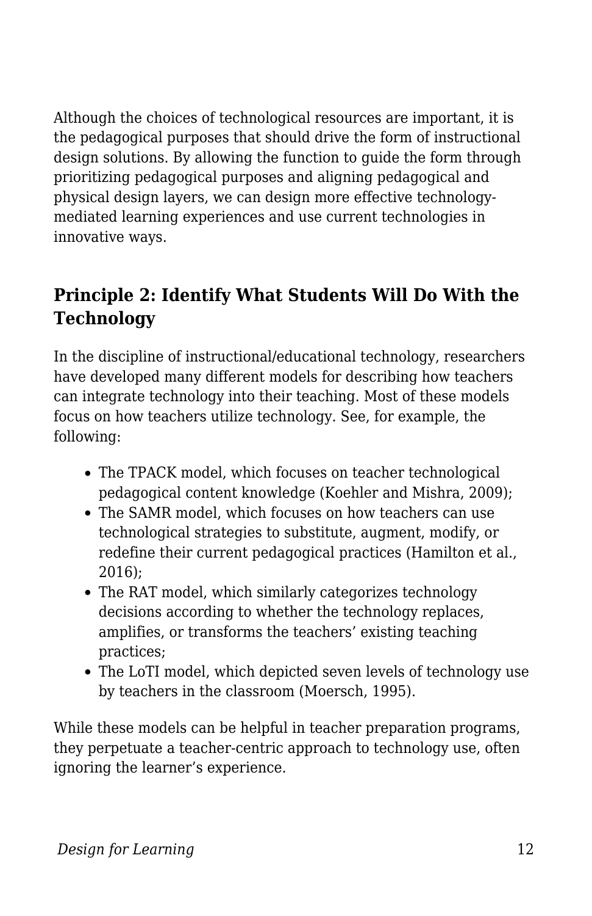Although the choices of technological resources are important, it is the pedagogical purposes that should drive the form of instructional design solutions. By allowing the function to guide the form through prioritizing pedagogical purposes and aligning pedagogical and physical design layers, we can design more effective technology-mediated learning experiences and use current technologies in innovative ways.

## Principle 2: Identify What Students Will Do With the Technology

In the discipline of instructional/educational technology, researchers have developed many different models for describing how teachers can integrate technology into their teaching. Most of these models focus on how teachers utilize technology. See, for example, the following:

- The TPACK model, which focuses on teacher technological pedagogical content knowledge (Koehler and Mishra, 2009);
- The SAMR model, which focuses on how teachers can use technological strategies to substitute, augment, modify, or redefine their current pedagogical practices (Hamilton et al., 2016);
- The RAT model, which similarly categorizes technology decisions according to whether the technology replaces, amplifies, or transforms the teachers' existing teaching practices;
- The LoTI model, which depicted seven levels of technology use by teachers in the classroom (Moersch, 1995).

While these models can be helpful in teacher preparation programs, they perpetuate a teacher-centric approach to technology use, often ignoring the learner's experience.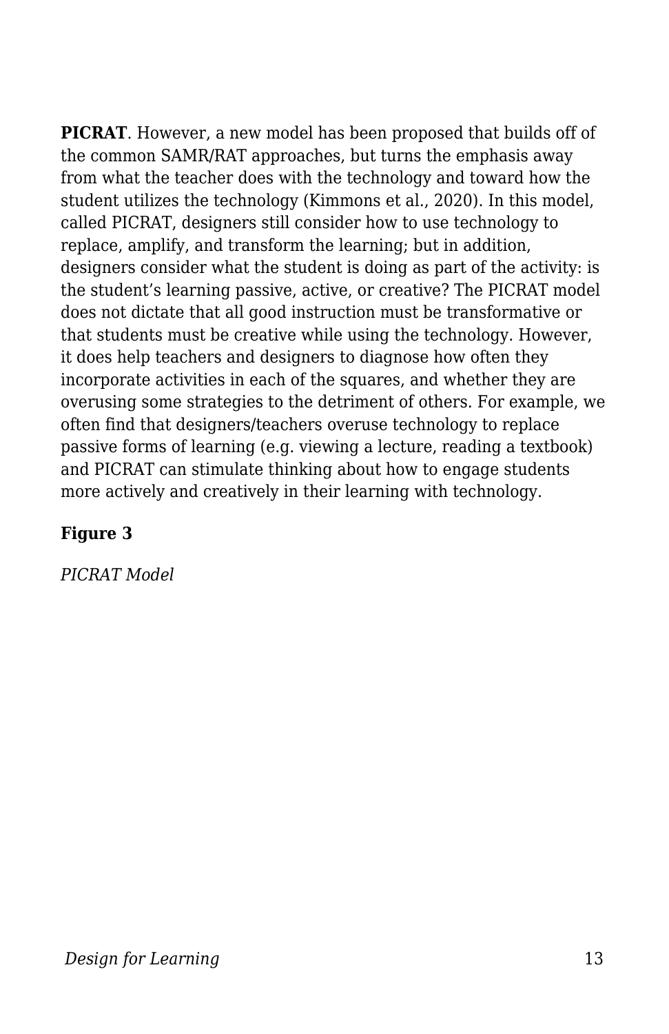**PICRAT**. However, a new model has been proposed that builds off of the common SAMR/RAT approaches, but turns the emphasis away from what the teacher does with the technology and toward how the student utilizes the technology (Kimmons et al., 2020). In this model, called PICRAT, designers still consider how to use technology to replace, amplify, and transform the learning; but in addition, designers consider what the student is doing as part of the activity: is the student's learning passive, active, or creative? The PICRAT model does not dictate that all good instruction must be transformative or that students must be creative while using the technology. However, it does help teachers and designers to diagnose how often they incorporate activities in each of the squares, and whether they are overusing some strategies to the detriment of others. For example, we often find that designers/teachers overuse technology to replace passive forms of learning (e.g. viewing a lecture, reading a textbook) and PICRAT can stimulate thinking about how to engage students more actively and creatively in their learning with technology.

**Figure 3**

*PICRAT Model*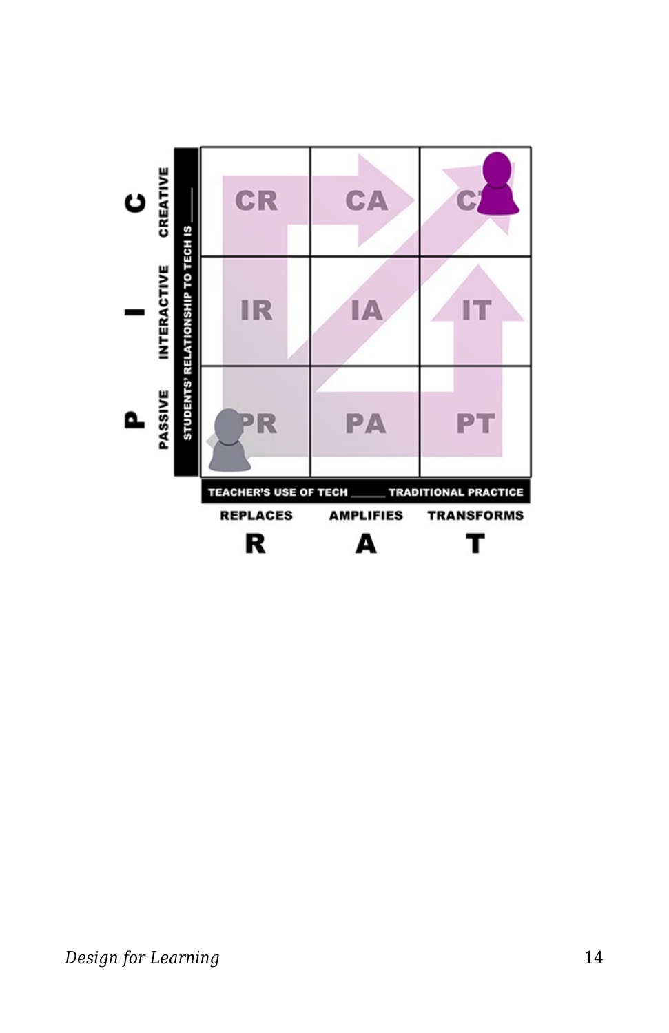| STUDENTS' RELATIONSHIP TO TECH IS ___ | REPLACES (R) | AMPLIFIES (A) | TRANSFORMS (T) |
|---|---|---|---|
| CREATIVE (C) | CR | CA | CT |
| INTERACTIVE (I) | IR | IA | IT |
| PASSIVE (P) | PR | PA | PT |

TEACHER'S USE OF TECH ___ TRADITIONAL PRACTICE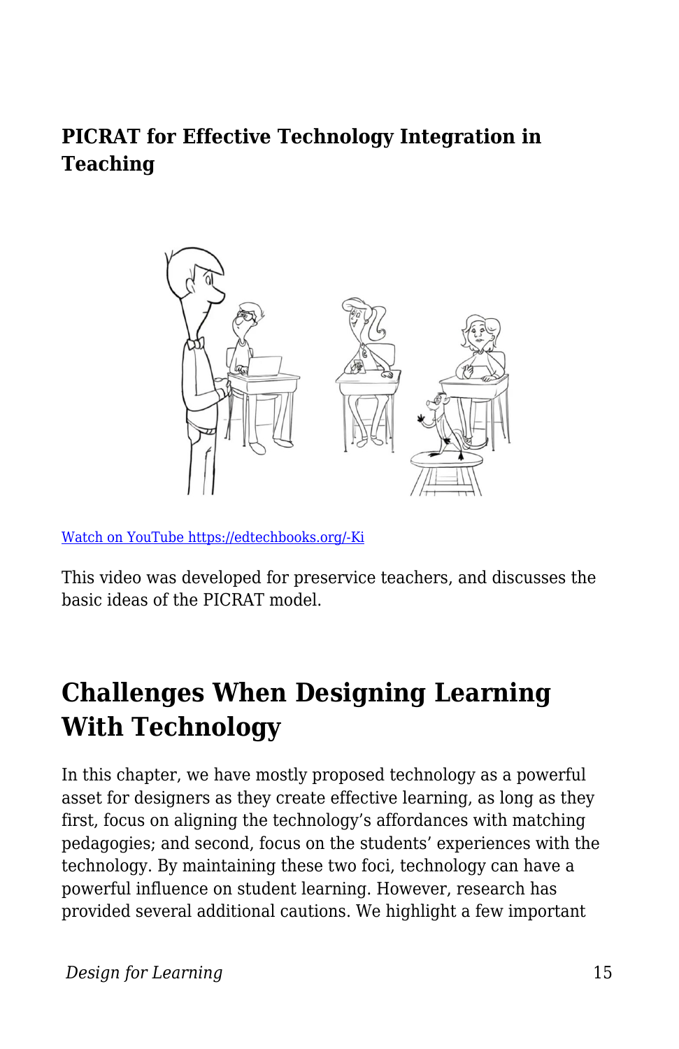**PICRAT for Effective Technology Integration in Teaching**

[Watch on YouTube https://edtechbooks.org/-Ki](https://edtechbooks.org/-Ki)

This video was developed for preservice teachers, and discusses the basic ideas of the PICRAT model.

## Challenges When Designing Learning With Technology

In this chapter, we have mostly proposed technology as a powerful asset for designers as they create effective learning, as long as they first, focus on aligning the technology's affordances with matching pedagogies; and second, focus on the students' experiences with the technology. By maintaining these two foci, technology can have a powerful influence on student learning. However, research has provided several additional cautions. We highlight a few important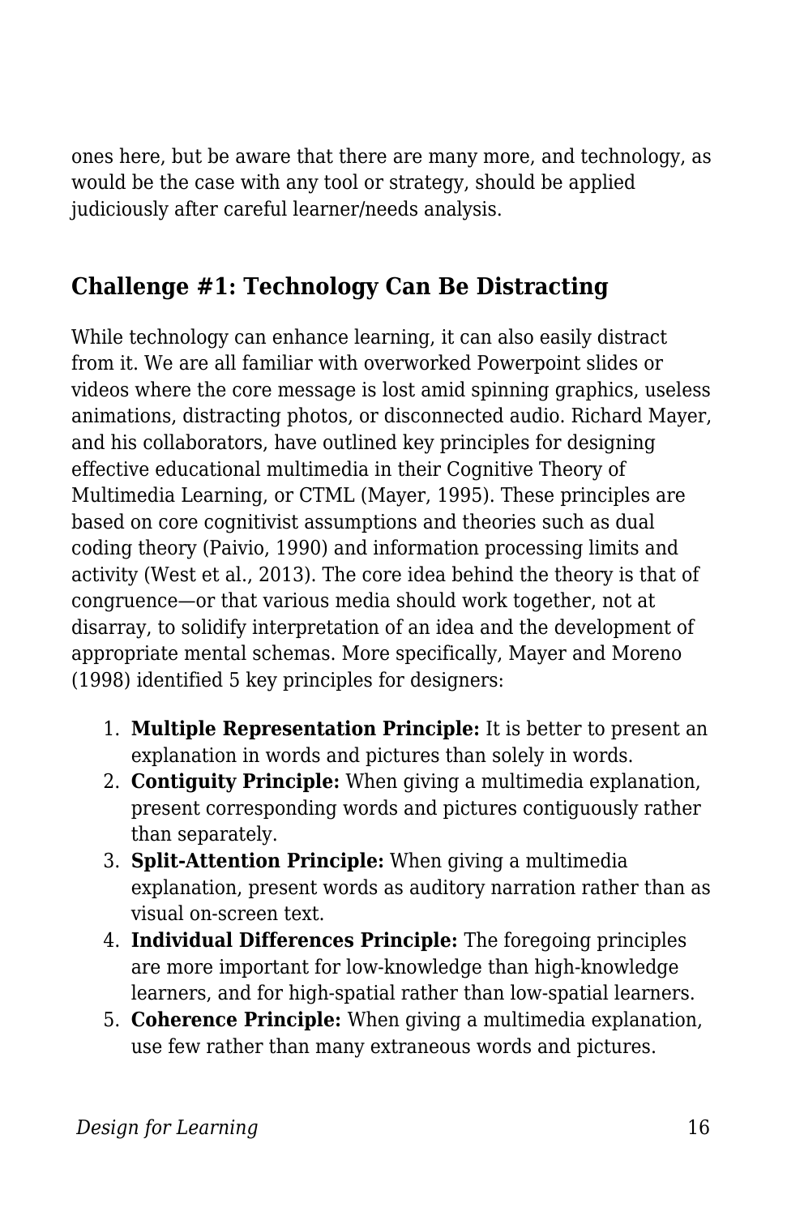ones here, but be aware that there are many more, and technology, as would be the case with any tool or strategy, should be applied judiciously after careful learner/needs analysis.

## Challenge #1: Technology Can Be Distracting

While technology can enhance learning, it can also easily distract from it. We are all familiar with overworked Powerpoint slides or videos where the core message is lost amid spinning graphics, useless animations, distracting photos, or disconnected audio. Richard Mayer, and his collaborators, have outlined key principles for designing effective educational multimedia in their Cognitive Theory of Multimedia Learning, or CTML (Mayer, 1995). These principles are based on core cognitivist assumptions and theories such as dual coding theory (Paivio, 1990) and information processing limits and activity (West et al., 2013). The core idea behind the theory is that of congruence—or that various media should work together, not at disarray, to solidify interpretation of an idea and the development of appropriate mental schemas. More specifically, Mayer and Moreno (1998) identified 5 key principles for designers:

1. **Multiple Representation Principle:** It is better to present an explanation in words and pictures than solely in words.
2. **Contiguity Principle:** When giving a multimedia explanation, present corresponding words and pictures contiguously rather than separately.
3. **Split-Attention Principle:** When giving a multimedia explanation, present words as auditory narration rather than as visual on-screen text.
4. **Individual Differences Principle:** The foregoing principles are more important for low-knowledge than high-knowledge learners, and for high-spatial rather than low-spatial learners.
5. **Coherence Principle:** When giving a multimedia explanation, use few rather than many extraneous words and pictures.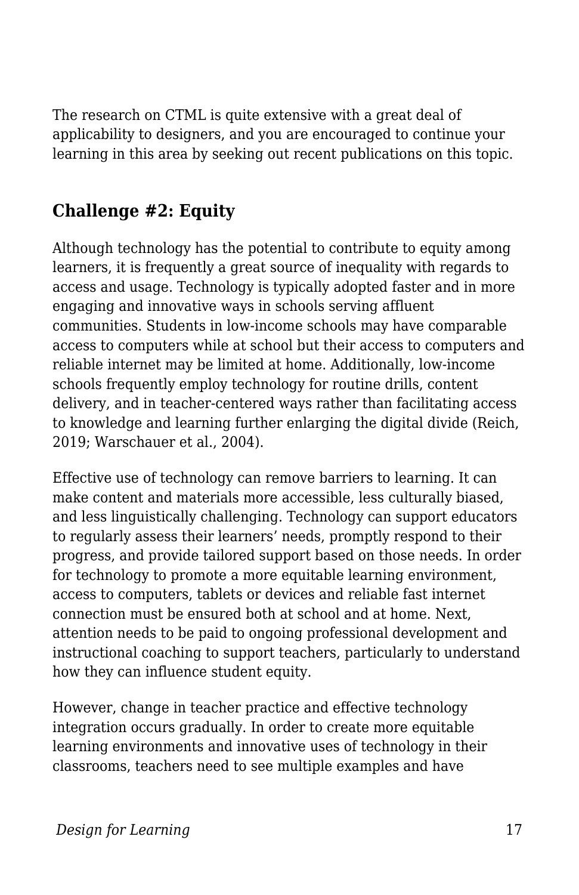The research on CTML is quite extensive with a great deal of applicability to designers, and you are encouraged to continue your learning in this area by seeking out recent publications on this topic.

## Challenge #2: Equity

Although technology has the potential to contribute to equity among learners, it is frequently a great source of inequality with regards to access and usage. Technology is typically adopted faster and in more engaging and innovative ways in schools serving affluent communities. Students in low-income schools may have comparable access to computers while at school but their access to computers and reliable internet may be limited at home. Additionally, low-income schools frequently employ technology for routine drills, content delivery, and in teacher-centered ways rather than facilitating access to knowledge and learning further enlarging the digital divide (Reich, 2019; Warschauer et al., 2004).

Effective use of technology can remove barriers to learning. It can make content and materials more accessible, less culturally biased, and less linguistically challenging. Technology can support educators to regularly assess their learners' needs, promptly respond to their progress, and provide tailored support based on those needs. In order for technology to promote a more equitable learning environment, access to computers, tablets or devices and reliable fast internet connection must be ensured both at school and at home. Next, attention needs to be paid to ongoing professional development and instructional coaching to support teachers, particularly to understand how they can influence student equity.

However, change in teacher practice and effective technology integration occurs gradually. In order to create more equitable learning environments and innovative uses of technology in their classrooms, teachers need to see multiple examples and have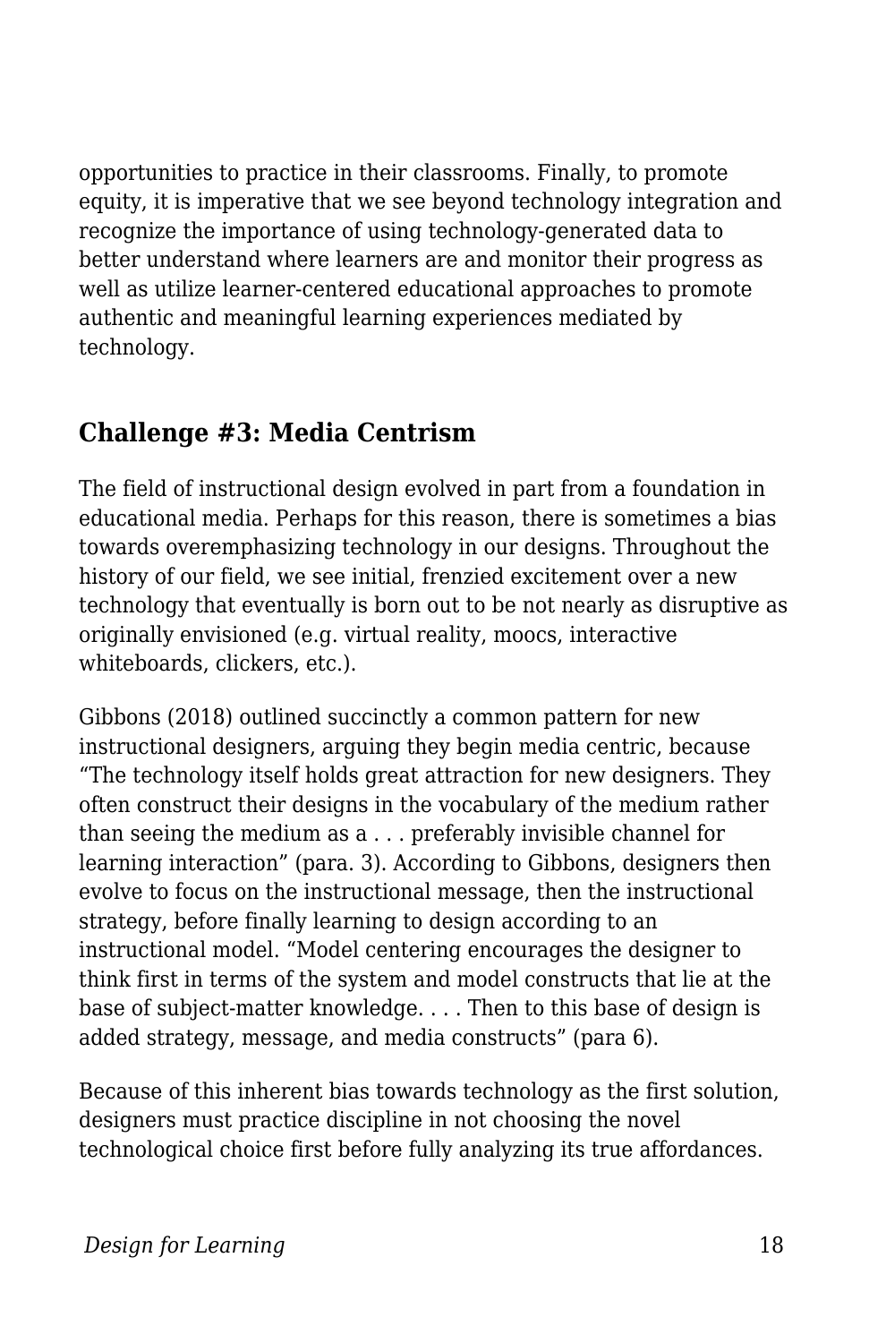opportunities to practice in their classrooms. Finally, to promote equity, it is imperative that we see beyond technology integration and recognize the importance of using technology-generated data to better understand where learners are and monitor their progress as well as utilize learner-centered educational approaches to promote authentic and meaningful learning experiences mediated by technology.

## Challenge #3: Media Centrism

The field of instructional design evolved in part from a foundation in educational media. Perhaps for this reason, there is sometimes a bias towards overemphasizing technology in our designs. Throughout the history of our field, we see initial, frenzied excitement over a new technology that eventually is born out to be not nearly as disruptive as originally envisioned (e.g. virtual reality, moocs, interactive whiteboards, clickers, etc.).

Gibbons (2018) outlined succinctly a common pattern for new instructional designers, arguing they begin media centric, because "The technology itself holds great attraction for new designers. They often construct their designs in the vocabulary of the medium rather than seeing the medium as a . . . preferably invisible channel for learning interaction" (para. 3). According to Gibbons, designers then evolve to focus on the instructional message, then the instructional strategy, before finally learning to design according to an instructional model. "Model centering encourages the designer to think first in terms of the system and model constructs that lie at the base of subject-matter knowledge. . . . Then to this base of design is added strategy, message, and media constructs" (para 6).

Because of this inherent bias towards technology as the first solution, designers must practice discipline in not choosing the novel technological choice first before fully analyzing its true affordances.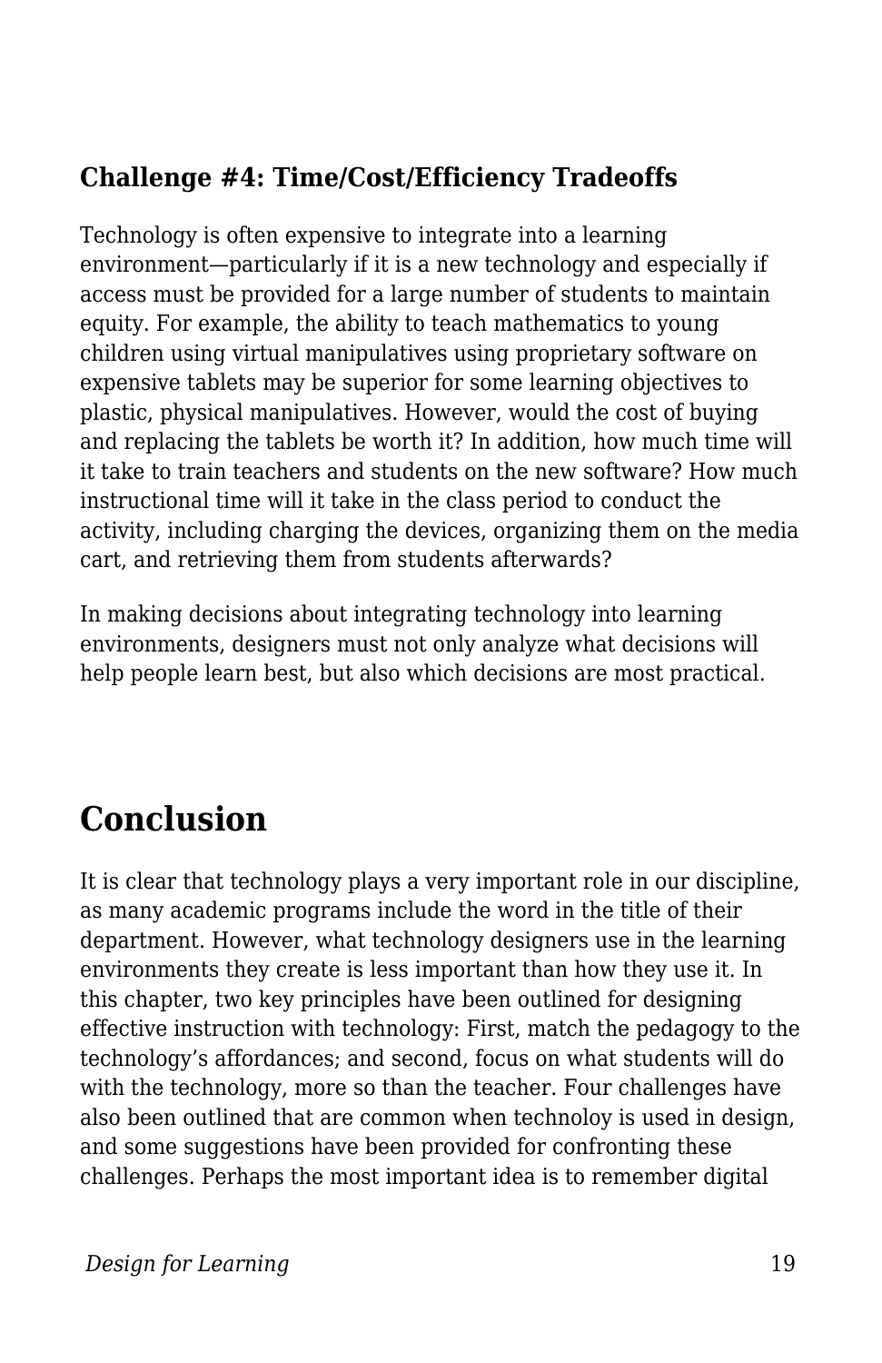### Challenge #4: Time/Cost/Efficiency Tradeoffs

Technology is often expensive to integrate into a learning environment—particularly if it is a new technology and especially if access must be provided for a large number of students to maintain equity. For example, the ability to teach mathematics to young children using virtual manipulatives using proprietary software on expensive tablets may be superior for some learning objectives to plastic, physical manipulatives. However, would the cost of buying and replacing the tablets be worth it? In addition, how much time will it take to train teachers and students on the new software? How much instructional time will it take in the class period to conduct the activity, including charging the devices, organizing them on the media cart, and retrieving them from students afterwards?

In making decisions about integrating technology into learning environments, designers must not only analyze what decisions will help people learn best, but also which decisions are most practical.

## Conclusion

It is clear that technology plays a very important role in our discipline, as many academic programs include the word in the title of their department. However, what technology designers use in the learning environments they create is less important than how they use it. In this chapter, two key principles have been outlined for designing effective instruction with technology: First, match the pedagogy to the technology's affordances; and second, focus on what students will do with the technology, more so than the teacher. Four challenges have also been outlined that are common when technoloy is used in design, and some suggestions have been provided for confronting these challenges. Perhaps the most important idea is to remember digital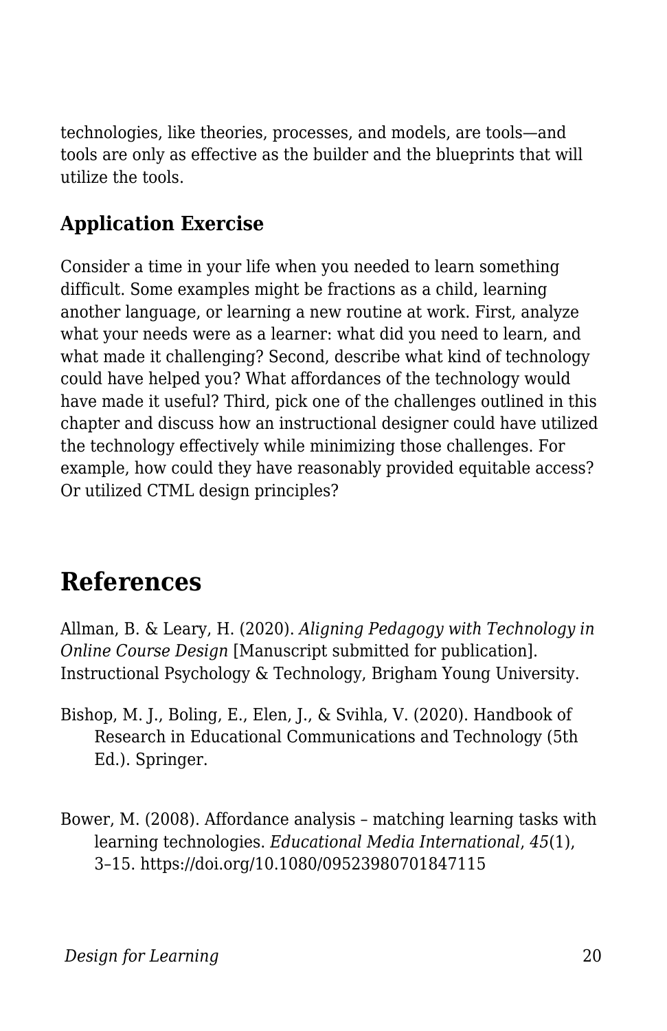technologies, like theories, processes, and models, are tools—and tools are only as effective as the builder and the blueprints that will utilize the tools.

### Application Exercise

Consider a time in your life when you needed to learn something difficult. Some examples might be fractions as a child, learning another language, or learning a new routine at work. First, analyze what your needs were as a learner: what did you need to learn, and what made it challenging? Second, describe what kind of technology could have helped you? What affordances of the technology would have made it useful? Third, pick one of the challenges outlined in this chapter and discuss how an instructional designer could have utilized the technology effectively while minimizing those challenges. For example, how could they have reasonably provided equitable access? Or utilized CTML design principles?

## References

Allman, B. & Leary, H. (2020). *Aligning Pedagogy with Technology in Online Course Design* [Manuscript submitted for publication]. Instructional Psychology & Technology, Brigham Young University.

Bishop, M. J., Boling, E., Elen, J., & Svihla, V. (2020). Handbook of Research in Educational Communications and Technology (5th Ed.). Springer.

Bower, M. (2008). Affordance analysis – matching learning tasks with learning technologies. *Educational Media International*, *45*(1), 3–15. https://doi.org/10.1080/09523980701847115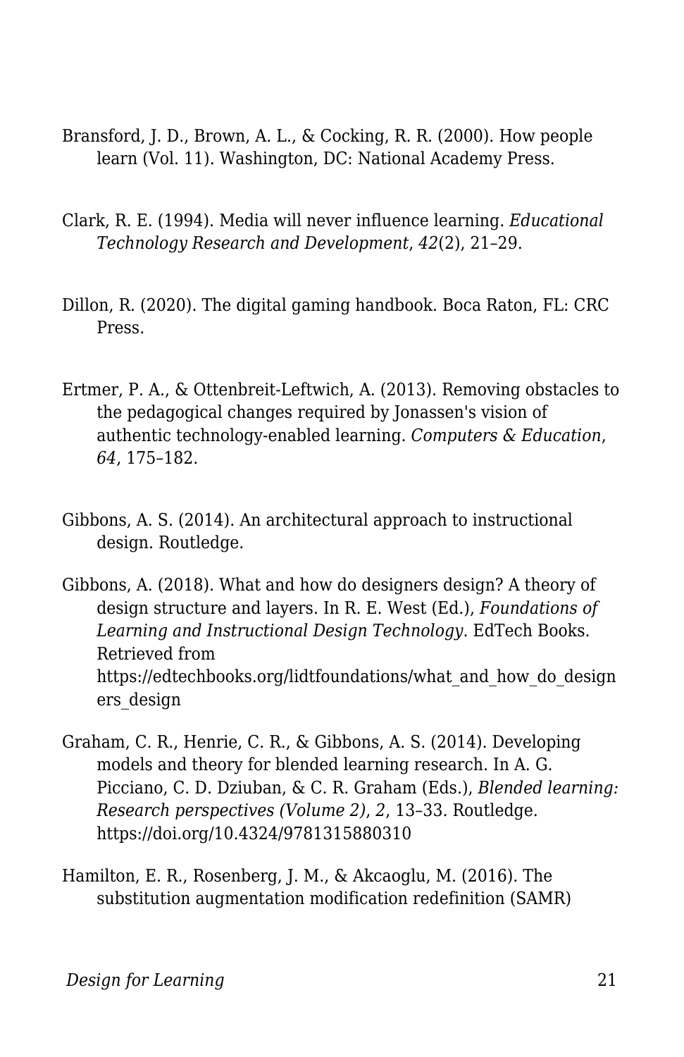Bransford, J. D., Brown, A. L., & Cocking, R. R. (2000). How people learn (Vol. 11). Washington, DC: National Academy Press.

Clark, R. E. (1994). Media will never influence learning. *Educational Technology Research and Development*, *42*(2), 21–29.

Dillon, R. (2020). The digital gaming handbook. Boca Raton, FL: CRC Press.

Ertmer, P. A., & Ottenbreit-Leftwich, A. (2013). Removing obstacles to the pedagogical changes required by Jonassen's vision of authentic technology-enabled learning. *Computers & Education*, *64*, 175–182.

Gibbons, A. S. (2014). An architectural approach to instructional design. Routledge.

Gibbons, A. (2018). What and how do designers design? A theory of design structure and layers. In R. E. West (Ed.), *Foundations of Learning and Instructional Design Technology*. EdTech Books. Retrieved from https://edtechbooks.org/lidtfoundations/what_and_how_do_designers_design

Graham, C. R., Henrie, C. R., & Gibbons, A. S. (2014). Developing models and theory for blended learning research. In A. G. Picciano, C. D. Dziuban, & C. R. Graham (Eds.), *Blended learning: Research perspectives (Volume 2)*, *2*, 13–33. Routledge. https://doi.org/10.4324/9781315880310

Hamilton, E. R., Rosenberg, J. M., & Akcaoglu, M. (2016). The substitution augmentation modification redefinition (SAMR)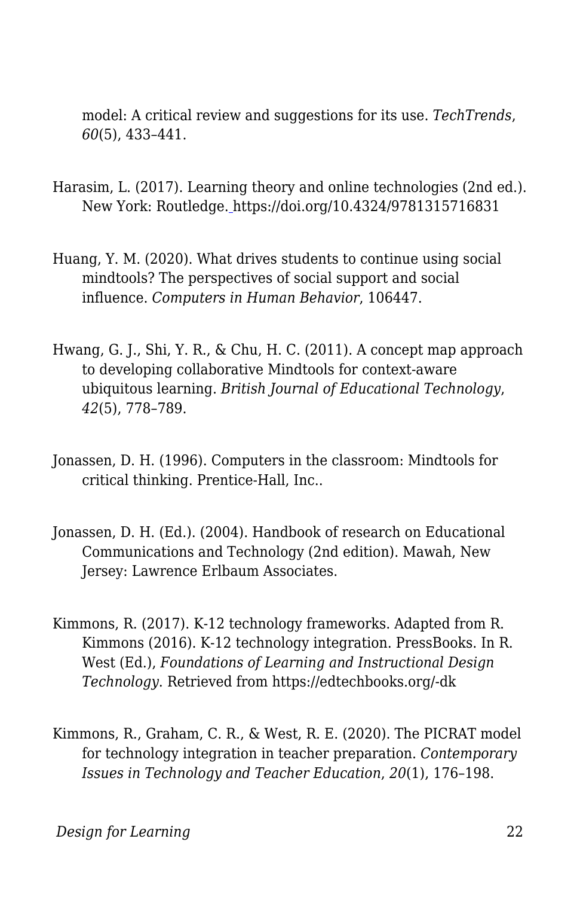model: A critical review and suggestions for its use. *TechTrends*, *60*(5), 433–441.

Harasim, L. (2017). Learning theory and online technologies (2nd ed.). New York: Routledge. https://doi.org/10.4324/9781315716831

Huang, Y. M. (2020). What drives students to continue using social mindtools? The perspectives of social support and social influence. *Computers in Human Behavior*, 106447.

Hwang, G. J., Shi, Y. R., & Chu, H. C. (2011). A concept map approach to developing collaborative Mindtools for context-aware ubiquitous learning. *British Journal of Educational Technology*, *42*(5), 778–789.

Jonassen, D. H. (1996). Computers in the classroom: Mindtools for critical thinking. Prentice-Hall, Inc..

Jonassen, D. H. (Ed.). (2004). Handbook of research on Educational Communications and Technology (2nd edition). Mawah, New Jersey: Lawrence Erlbaum Associates.

Kimmons, R. (2017). K-12 technology frameworks. Adapted from R. Kimmons (2016). K-12 technology integration. PressBooks. In R. West (Ed.), *Foundations of Learning and Instructional Design Technology*. Retrieved from https://edtechbooks.org/-dk

Kimmons, R., Graham, C. R., & West, R. E. (2020). The PICRAT model for technology integration in teacher preparation. *Contemporary Issues in Technology and Teacher Education*, *20*(1), 176–198.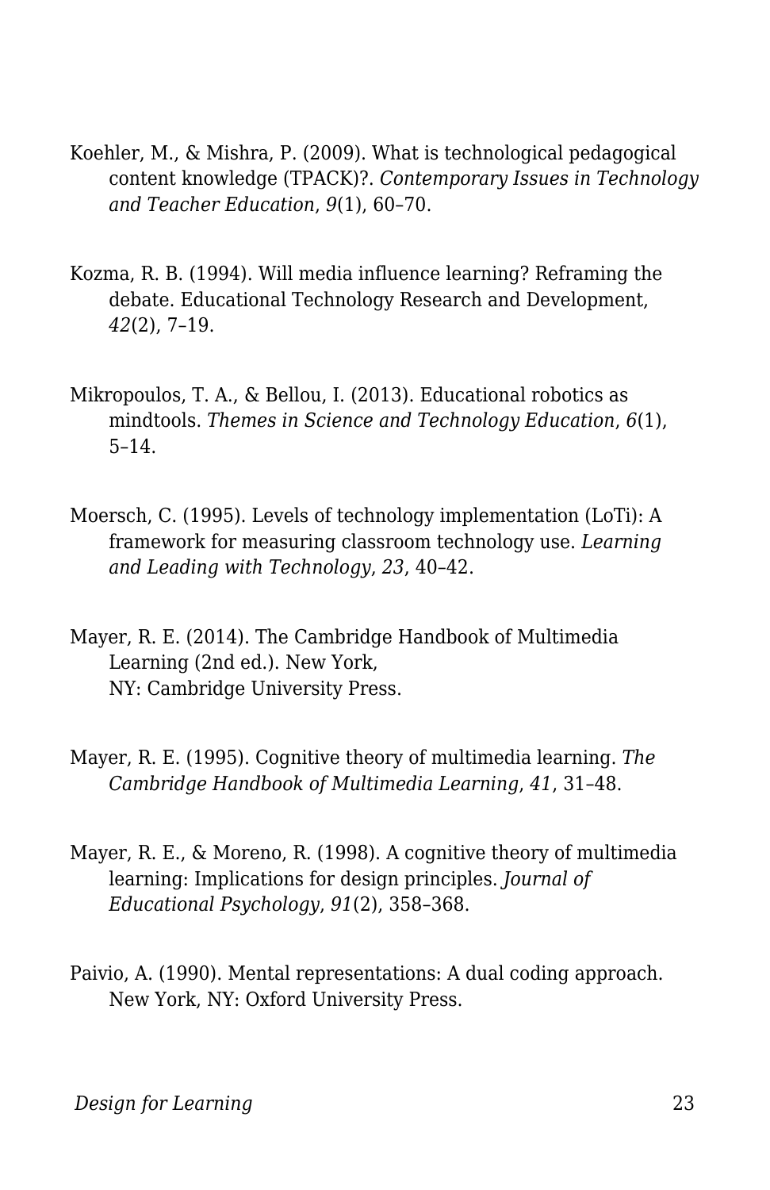Koehler, M., & Mishra, P. (2009). What is technological pedagogical content knowledge (TPACK)?. *Contemporary Issues in Technology and Teacher Education*, *9*(1), 60–70.

Kozma, R. B. (1994). Will media influence learning? Reframing the debate. Educational Technology Research and Development, *42*(2), 7–19.

Mikropoulos, T. A., & Bellou, I. (2013). Educational robotics as mindtools. *Themes in Science and Technology Education*, *6*(1), 5–14.

Moersch, C. (1995). Levels of technology implementation (LoTi): A framework for measuring classroom technology use. *Learning and Leading with Technology*, *23*, 40–42.

Mayer, R. E. (2014). The Cambridge Handbook of Multimedia Learning (2nd ed.). New York, NY: Cambridge University Press.

Mayer, R. E. (1995). Cognitive theory of multimedia learning. *The Cambridge Handbook of Multimedia Learning*, *41*, 31–48.

Mayer, R. E., & Moreno, R. (1998). A cognitive theory of multimedia learning: Implications for design principles. *Journal of Educational Psychology*, *91*(2), 358–368.

Paivio, A. (1990). Mental representations: A dual coding approach. New York, NY: Oxford University Press.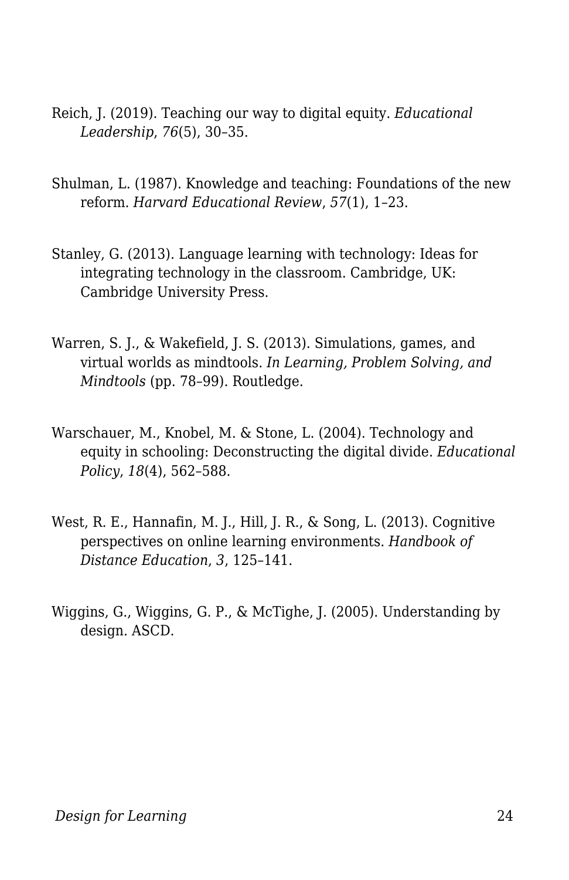Reich, J. (2019). Teaching our way to digital equity. *Educational Leadership*, *76*(5), 30–35.

Shulman, L. (1987). Knowledge and teaching: Foundations of the new reform. *Harvard Educational Review*, *57*(1), 1–23.

Stanley, G. (2013). Language learning with technology: Ideas for integrating technology in the classroom. Cambridge, UK: Cambridge University Press.

Warren, S. J., & Wakefield, J. S. (2013). Simulations, games, and virtual worlds as mindtools. *In Learning, Problem Solving, and Mindtools* (pp. 78–99). Routledge.

Warschauer, M., Knobel, M. & Stone, L. (2004). Technology and equity in schooling: Deconstructing the digital divide. *Educational Policy*, *18*(4), 562–588.

West, R. E., Hannafin, M. J., Hill, J. R., & Song, L. (2013). Cognitive perspectives on online learning environments. *Handbook of Distance Education*, *3*, 125–141.

Wiggins, G., Wiggins, G. P., & McTighe, J. (2005). Understanding by design. ASCD.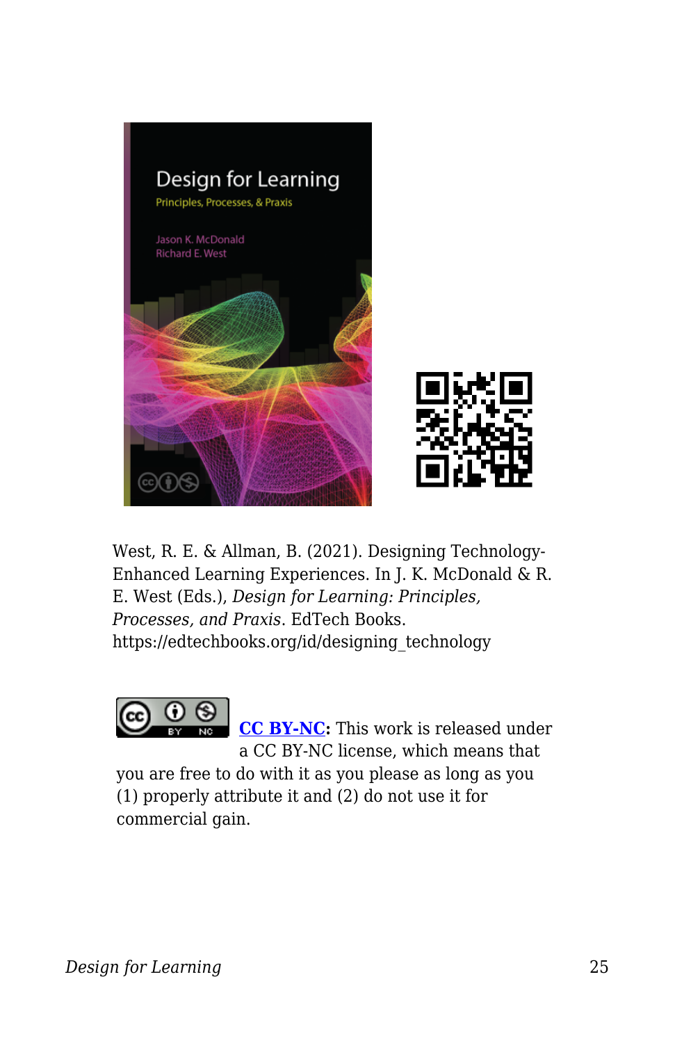West, R. E. & Allman, B. (2021). Designing Technology-Enhanced Learning Experiences. In J. K. McDonald & R. E. West (Eds.), *Design for Learning: Principles, Processes, and Praxis*. EdTech Books. https://edtechbooks.org/id/designing_technology

**CC BY-NC:** This work is released under a CC BY-NC license, which means that you are free to do with it as you please as long as you (1) properly attribute it and (2) do not use it for commercial gain.